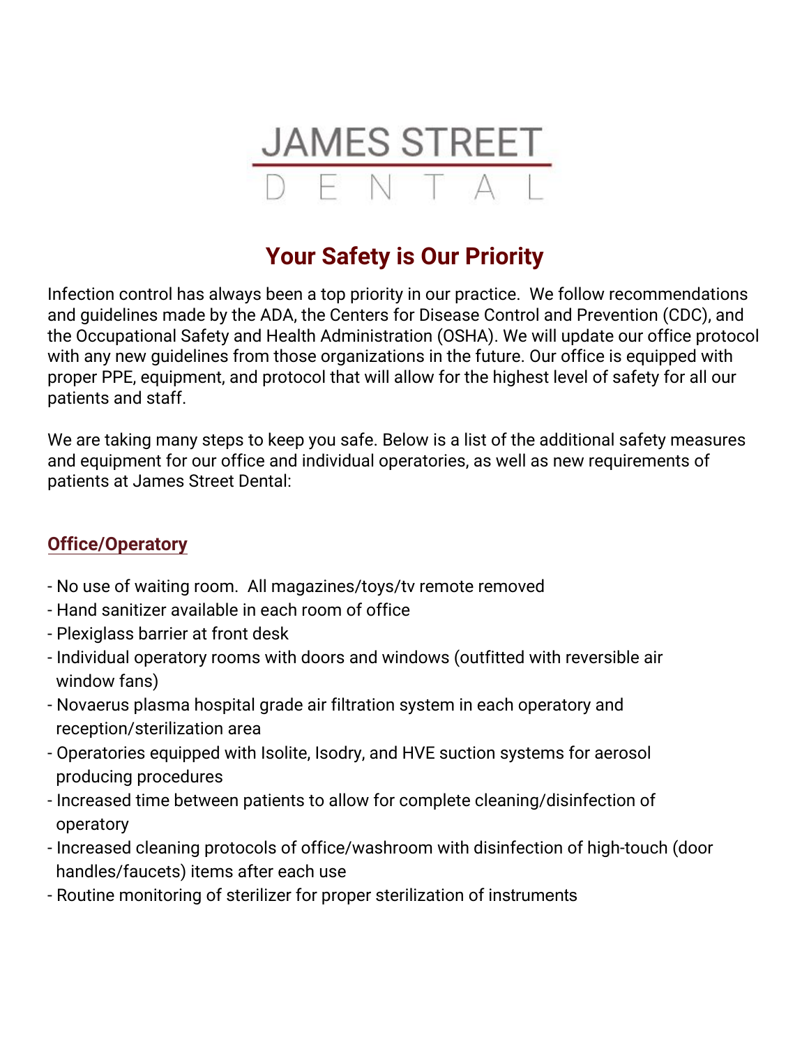# JAMES STREET DENTAL

## Your Safety is Our Priority

Infection control has always been a top priority in our practice. We follow recommendations and guidelines made by the ADA, the Centers for Disease Control and Prevention (CDC), and the Occupational Safety and Health Administration (OSHA). We will update our office protocol with any new guidelines from those organizations in the future. Our office is equipped with proper PPE, equipment, and protocol that will allow for the highest level of safety for all our patients and staff.

We are taking many steps to keep you safe. Below is a list of the additional safety measures and equipment for our office and individual operatories, as well as new requirements of patients at James Street Dental:

### Office/Operatory

- No use of waiting room. All magazines/toys/tv remote removed
- Hand sanitizer available in each room of office
- Plexiglass barrier at front desk
- Individual operatory rooms with doors and windows (outfitted with reversible air window fans)
- Novaerus plasma hospital grade air filtration system in each operatory and reception/sterilization area
- Operatories equipped with Isolite, Isodry, and HVE suction systems for aerosol producing procedures
- Increased time between patients to allow for complete cleaning/disinfection of operatory
- Increased cleaning protocols of office/washroom with disinfection of high-touch (door handles/faucets) items after each use
- Routine monitoring of sterilizer for proper sterilization of instruments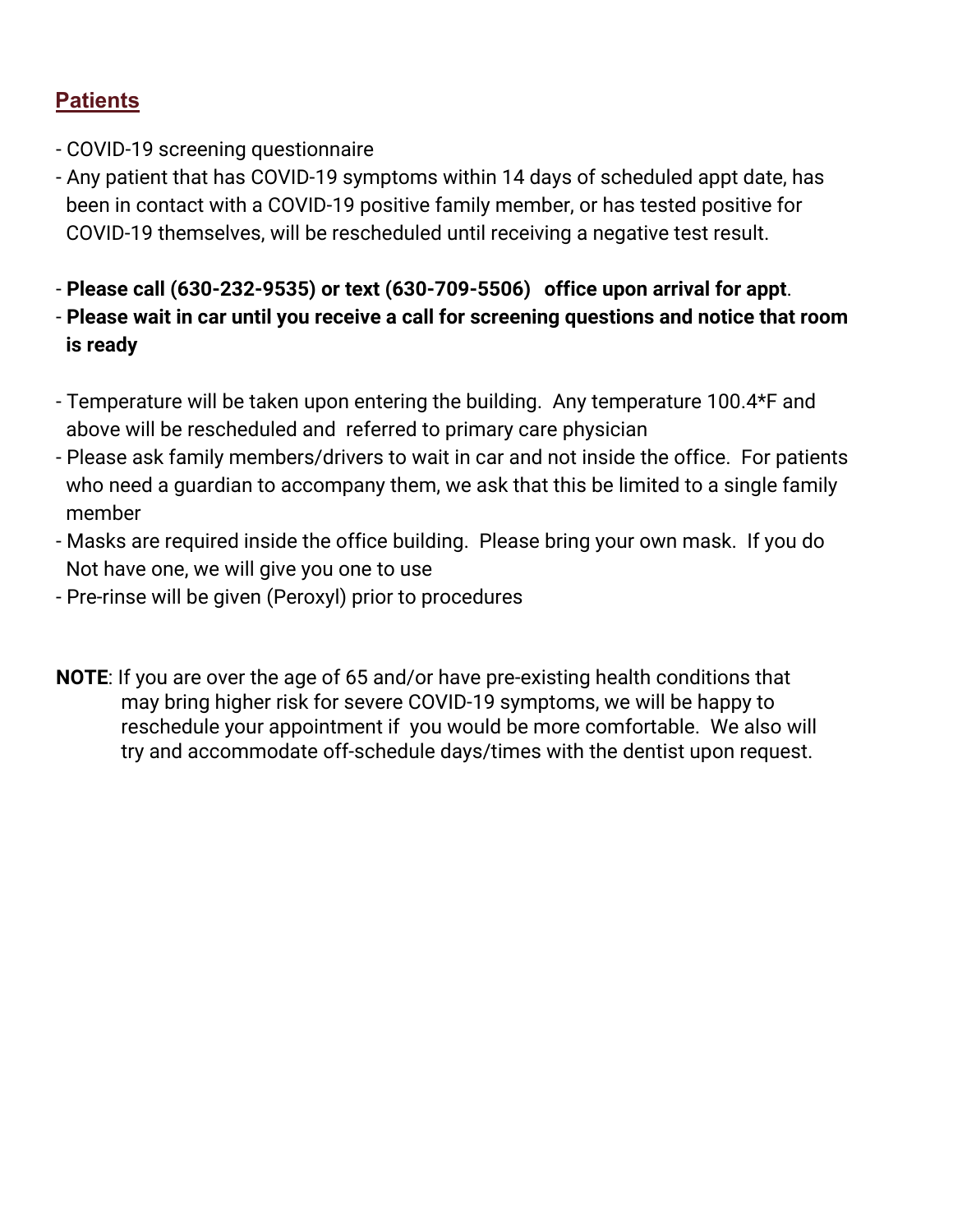## Patients

- COVID-19 screening questionnaire
- Any patient that has COVID-19 symptoms within 14 days of scheduled appt date, has been in contact with a COVID-19 positive family member, or has tested positive for COVID-19 themselves, will be rescheduled until receiving a negative test result.

- **Please call (630-232-9535) or text (630-709-5506) office upon arrival for appt**.
- **Please wait in car until you receive a call for screening questions and notice that room is ready**

- Temperature will be taken upon entering the building. Any temperature 100.4*F and above will be rescheduled and referred to primary care physician
- Please ask family members/drivers to wait in car and not inside the office. For patients who need a guardian to accompany them, we ask that this be limited to a single family member
- Masks are required inside the office building. Please bring your own mask. If you do Not have one, we will give you one to use
- Pre-rinse will be given (Peroxyl) prior to procedures

**NOTE**: If you are over the age of 65 and/or have pre-existing health conditions that may bring higher risk for severe COVID-19 symptoms, we will be happy to reschedule your appointment if you would be more comfortable. We also will try and accommodate off-schedule days/times with the dentist upon request.